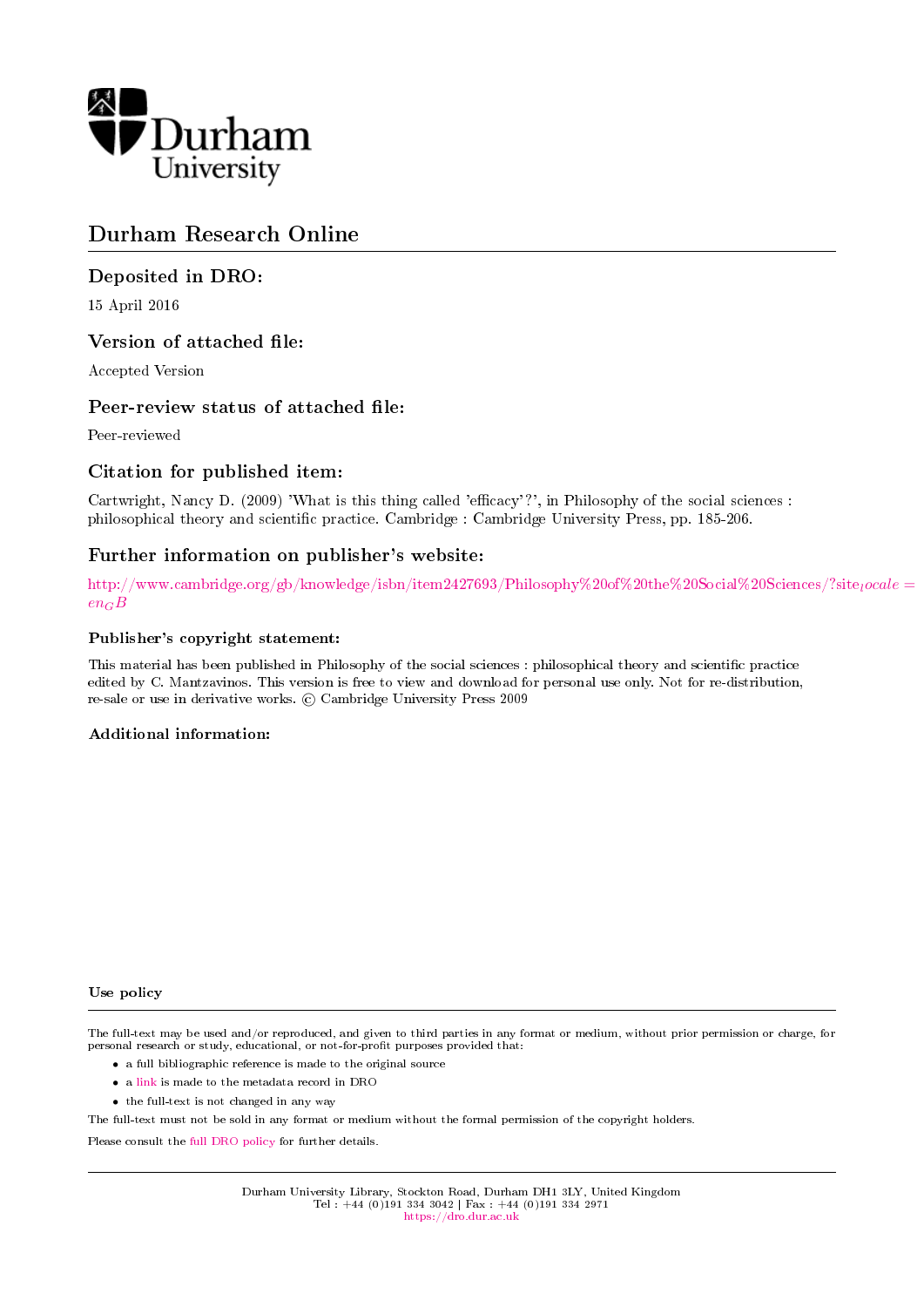Durham University

# Durham Research Online

## Deposited in DRO:

15 April 2016

## Version of attached file:

Accepted Version

## Peer-review status of attached file:

Peer-reviewed

## Citation for published item:

Cartwright, Nancy D. (2009) 'What is this thing called 'efficacy'?', in Philosophy of the social sciences : philosophical theory and scientific practice. Cambridge : Cambridge University Press, pp. 185-206.

## Further information on publisher's website:

http://www.cambridge.org/gb/knowledge/isbn/item2427693/Philosophy%20of%20the%20Social%20Sciences/?site$_locale$ = en$_GB$

### Publisher's copyright statement:

This material has been published in Philosophy of the social sciences : philosophical theory and scientific practice edited by C. Mantzavinos. This version is free to view and download for personal use only. Not for re-distribution, re-sale or use in derivative works. © Cambridge University Press 2009

### Additional information:

### Use policy

The full-text may be used and/or reproduced, and given to third parties in any format or medium, without prior permission or charge, for personal research or study, educational, or not-for-profit purposes provided that:

- a full bibliographic reference is made to the original source
- a link is made to the metadata record in DRO
- the full-text is not changed in any way

The full-text must not be sold in any format or medium without the formal permission of the copyright holders.

Please consult the full DRO policy for further details.

Durham University Library, Stockton Road, Durham DH1 3LY, United Kingdom
Tel : +44 (0)191 334 3042 | Fax : +44 (0)191 334 2971
https://dro.dur.ac.uk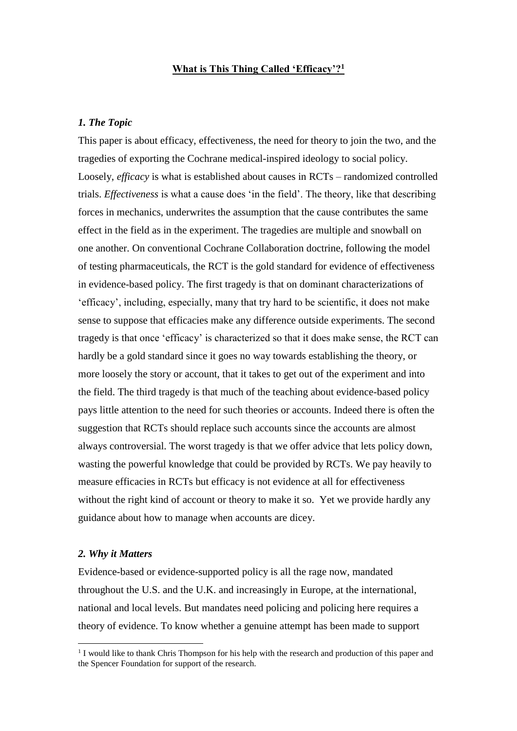# What is This Thing Called 'Efficacy'?[1]

### *1. The Topic*

This paper is about efficacy, effectiveness, the need for theory to join the two, and the tragedies of exporting the Cochrane medical-inspired ideology to social policy. Loosely, *efficacy* is what is established about causes in RCTs – randomized controlled trials. *Effectiveness* is what a cause does 'in the field'. The theory, like that describing forces in mechanics, underwrites the assumption that the cause contributes the same effect in the field as in the experiment. The tragedies are multiple and snowball on one another. On conventional Cochrane Collaboration doctrine, following the model of testing pharmaceuticals, the RCT is the gold standard for evidence of effectiveness in evidence-based policy. The first tragedy is that on dominant characterizations of 'efficacy', including, especially, many that try hard to be scientific, it does not make sense to suppose that efficacies make any difference outside experiments. The second tragedy is that once 'efficacy' is characterized so that it does make sense, the RCT can hardly be a gold standard since it goes no way towards establishing the theory, or more loosely the story or account, that it takes to get out of the experiment and into the field. The third tragedy is that much of the teaching about evidence-based policy pays little attention to the need for such theories or accounts. Indeed there is often the suggestion that RCTs should replace such accounts since the accounts are almost always controversial. The worst tragedy is that we offer advice that lets policy down, wasting the powerful knowledge that could be provided by RCTs. We pay heavily to measure efficacies in RCTs but efficacy is not evidence at all for effectiveness without the right kind of account or theory to make it so. Yet we provide hardly any guidance about how to manage when accounts are dicey.

### *2. Why it Matters*

Evidence-based or evidence-supported policy is all the rage now, mandated throughout the U.S. and the U.K. and increasingly in Europe, at the international, national and local levels. But mandates need policing and policing here requires a theory of evidence. To know whether a genuine attempt has been made to support

[1] I would like to thank Chris Thompson for his help with the research and production of this paper and the Spencer Foundation for support of the research.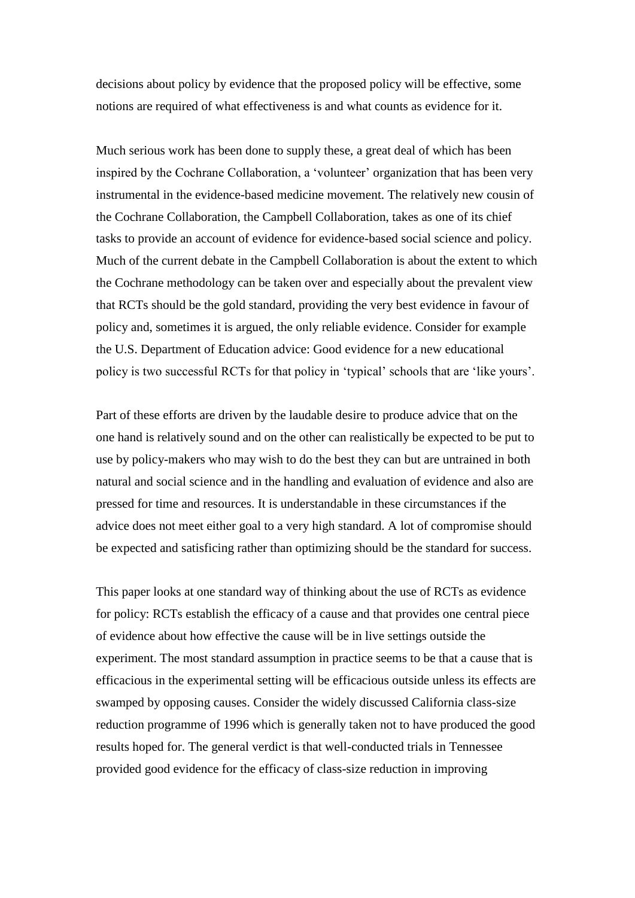decisions about policy by evidence that the proposed policy will be effective, some notions are required of what effectiveness is and what counts as evidence for it.

Much serious work has been done to supply these, a great deal of which has been inspired by the Cochrane Collaboration, a 'volunteer' organization that has been very instrumental in the evidence-based medicine movement. The relatively new cousin of the Cochrane Collaboration, the Campbell Collaboration, takes as one of its chief tasks to provide an account of evidence for evidence-based social science and policy. Much of the current debate in the Campbell Collaboration is about the extent to which the Cochrane methodology can be taken over and especially about the prevalent view that RCTs should be the gold standard, providing the very best evidence in favour of policy and, sometimes it is argued, the only reliable evidence. Consider for example the U.S. Department of Education advice: Good evidence for a new educational policy is two successful RCTs for that policy in 'typical' schools that are 'like yours'.

Part of these efforts are driven by the laudable desire to produce advice that on the one hand is relatively sound and on the other can realistically be expected to be put to use by policy-makers who may wish to do the best they can but are untrained in both natural and social science and in the handling and evaluation of evidence and also are pressed for time and resources. It is understandable in these circumstances if the advice does not meet either goal to a very high standard. A lot of compromise should be expected and satisficing rather than optimizing should be the standard for success.

This paper looks at one standard way of thinking about the use of RCTs as evidence for policy: RCTs establish the efficacy of a cause and that provides one central piece of evidence about how effective the cause will be in live settings outside the experiment. The most standard assumption in practice seems to be that a cause that is efficacious in the experimental setting will be efficacious outside unless its effects are swamped by opposing causes. Consider the widely discussed California class-size reduction programme of 1996 which is generally taken not to have produced the good results hoped for. The general verdict is that well-conducted trials in Tennessee provided good evidence for the efficacy of class-size reduction in improving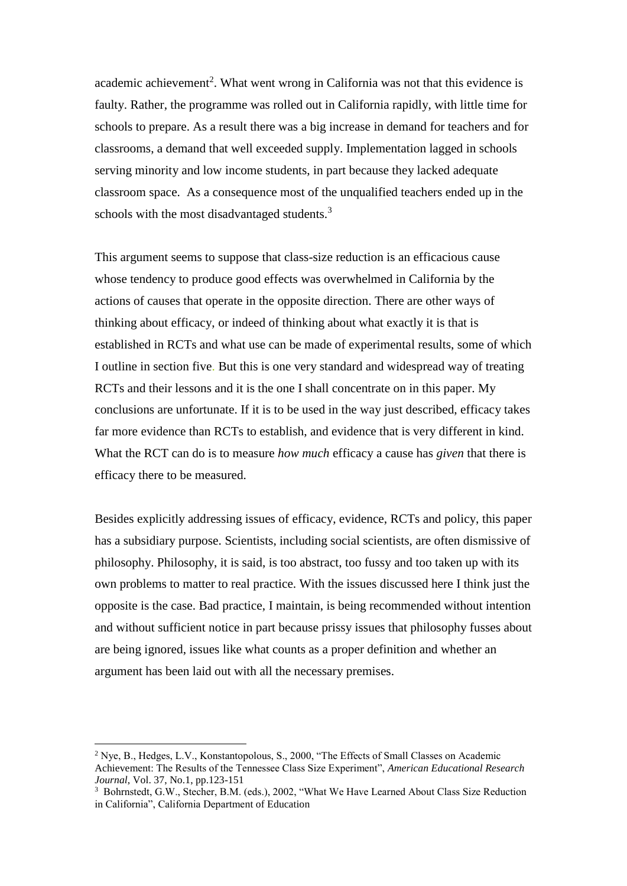academic achievement[2]. What went wrong in California was not that this evidence is faulty. Rather, the programme was rolled out in California rapidly, with little time for schools to prepare. As a result there was a big increase in demand for teachers and for classrooms, a demand that well exceeded supply. Implementation lagged in schools serving minority and low income students, in part because they lacked adequate classroom space. As a consequence most of the unqualified teachers ended up in the schools with the most disadvantaged students.[3]

This argument seems to suppose that class-size reduction is an efficacious cause whose tendency to produce good effects was overwhelmed in California by the actions of causes that operate in the opposite direction. There are other ways of thinking about efficacy, or indeed of thinking about what exactly it is that is established in RCTs and what use can be made of experimental results, some of which I outline in section five. But this is one very standard and widespread way of treating RCTs and their lessons and it is the one I shall concentrate on in this paper. My conclusions are unfortunate. If it is to be used in the way just described, efficacy takes far more evidence than RCTs to establish, and evidence that is very different in kind. What the RCT can do is to measure *how much* efficacy a cause has *given* that there is efficacy there to be measured.

Besides explicitly addressing issues of efficacy, evidence, RCTs and policy, this paper has a subsidiary purpose. Scientists, including social scientists, are often dismissive of philosophy. Philosophy, it is said, is too abstract, too fussy and too taken up with its own problems to matter to real practice. With the issues discussed here I think just the opposite is the case. Bad practice, I maintain, is being recommended without intention and without sufficient notice in part because prissy issues that philosophy fusses about are being ignored, issues like what counts as a proper definition and whether an argument has been laid out with all the necessary premises.

---

[2] Nye, B., Hedges, L.V., Konstantopolous, S., 2000, "The Effects of Small Classes on Academic Achievement: The Results of the Tennessee Class Size Experiment", *American Educational Research Journal*, Vol. 37, No.1, pp.123-151

[3] Bohrnstedt, G.W., Stecher, B.M. (eds.), 2002, "What We Have Learned About Class Size Reduction in California", California Department of Education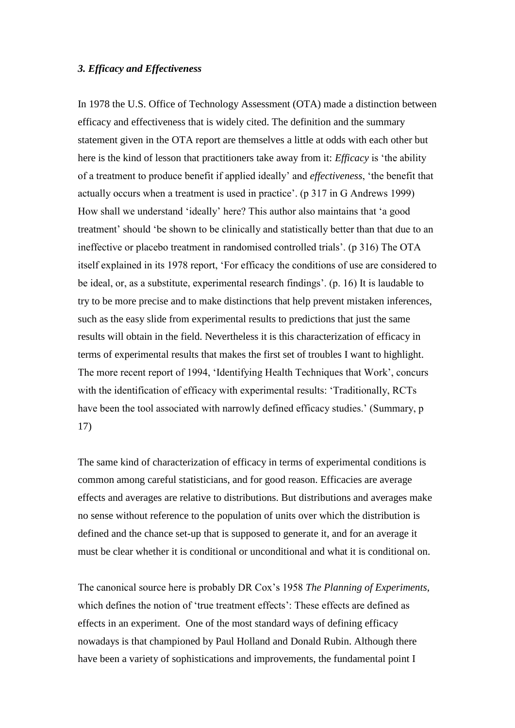### *3. Efficacy and Effectiveness*

In 1978 the U.S. Office of Technology Assessment (OTA) made a distinction between efficacy and effectiveness that is widely cited. The definition and the summary statement given in the OTA report are themselves a little at odds with each other but here is the kind of lesson that practitioners take away from it: *Efficacy* is 'the ability of a treatment to produce benefit if applied ideally' and *effectiveness*, 'the benefit that actually occurs when a treatment is used in practice'. (p 317 in G Andrews 1999) How shall we understand 'ideally' here? This author also maintains that 'a good treatment' should 'be shown to be clinically and statistically better than that due to an ineffective or placebo treatment in randomised controlled trials'. (p 316) The OTA itself explained in its 1978 report, 'For efficacy the conditions of use are considered to be ideal, or, as a substitute, experimental research findings'. (p. 16) It is laudable to try to be more precise and to make distinctions that help prevent mistaken inferences, such as the easy slide from experimental results to predictions that just the same results will obtain in the field. Nevertheless it is this characterization of efficacy in terms of experimental results that makes the first set of troubles I want to highlight. The more recent report of 1994, 'Identifying Health Techniques that Work', concurs with the identification of efficacy with experimental results: 'Traditionally, RCTs have been the tool associated with narrowly defined efficacy studies.' (Summary, p 17)

The same kind of characterization of efficacy in terms of experimental conditions is common among careful statisticians, and for good reason. Efficacies are average effects and averages are relative to distributions. But distributions and averages make no sense without reference to the population of units over which the distribution is defined and the chance set-up that is supposed to generate it, and for an average it must be clear whether it is conditional or unconditional and what it is conditional on.

The canonical source here is probably DR Cox's 1958 *The Planning of Experiments*, which defines the notion of 'true treatment effects': These effects are defined as effects in an experiment. One of the most standard ways of defining efficacy nowadays is that championed by Paul Holland and Donald Rubin. Although there have been a variety of sophistications and improvements, the fundamental point I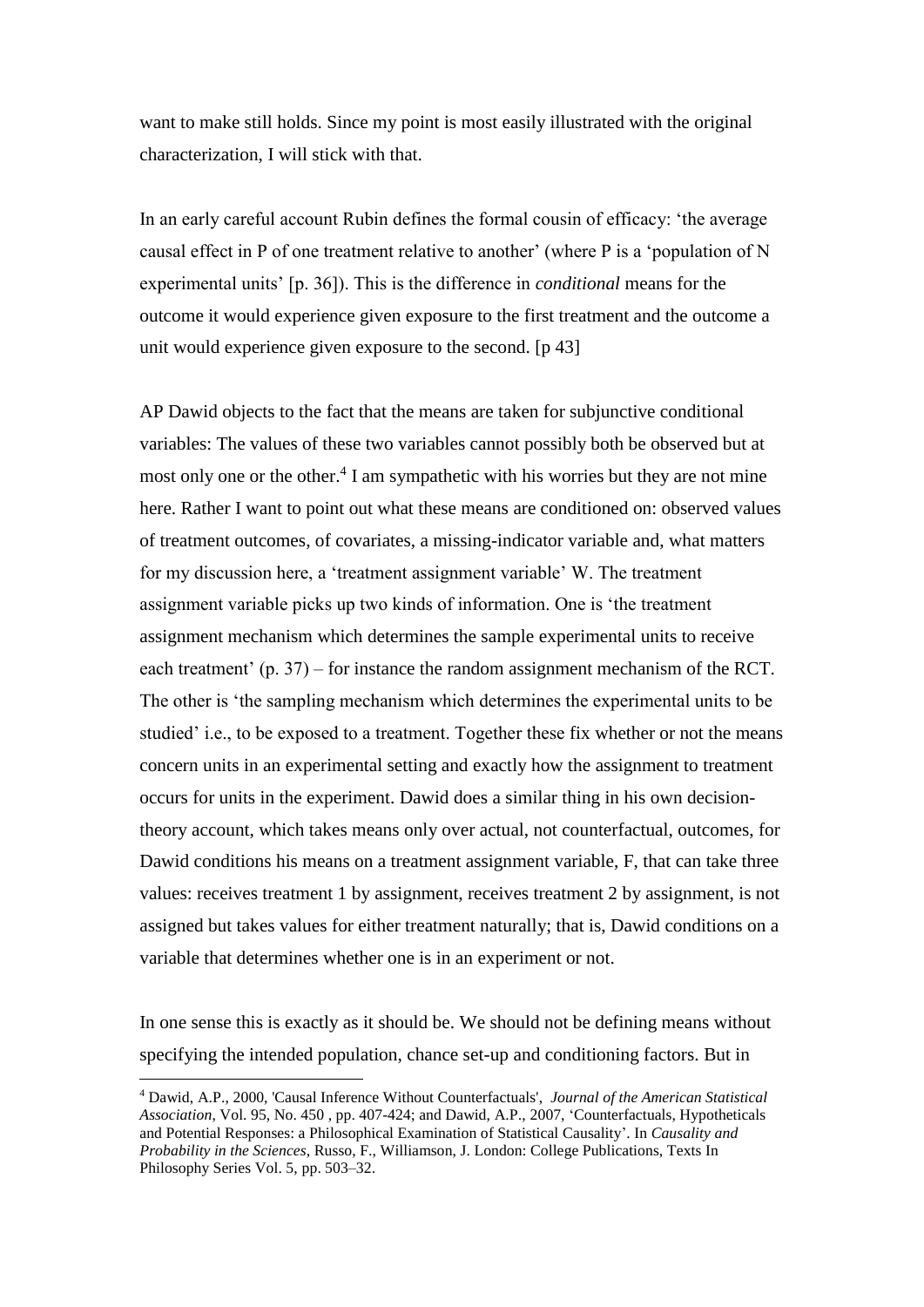want to make still holds. Since my point is most easily illustrated with the original characterization, I will stick with that.

In an early careful account Rubin defines the formal cousin of efficacy: 'the average causal effect in P of one treatment relative to another' (where P is a 'population of N experimental units' [p. 36]). This is the difference in *conditional* means for the outcome it would experience given exposure to the first treatment and the outcome a unit would experience given exposure to the second. [p 43]

AP Dawid objects to the fact that the means are taken for subjunctive conditional variables: The values of these two variables cannot possibly both be observed but at most only one or the other.[4] I am sympathetic with his worries but they are not mine here. Rather I want to point out what these means are conditioned on: observed values of treatment outcomes, of covariates, a missing-indicator variable and, what matters for my discussion here, a 'treatment assignment variable' W. The treatment assignment variable picks up two kinds of information. One is 'the treatment assignment mechanism which determines the sample experimental units to receive each treatment' (p. 37) – for instance the random assignment mechanism of the RCT. The other is 'the sampling mechanism which determines the experimental units to be studied' i.e., to be exposed to a treatment. Together these fix whether or not the means concern units in an experimental setting and exactly how the assignment to treatment occurs for units in the experiment. Dawid does a similar thing in his own decision-theory account, which takes means only over actual, not counterfactual, outcomes, for Dawid conditions his means on a treatment assignment variable, F, that can take three values: receives treatment 1 by assignment, receives treatment 2 by assignment, is not assigned but takes values for either treatment naturally; that is, Dawid conditions on a variable that determines whether one is in an experiment or not.

In one sense this is exactly as it should be. We should not be defining means without specifying the intended population, chance set-up and conditioning factors. But in

[4] Dawid, A.P., 2000, 'Causal Inference Without Counterfactuals', *Journal of the American Statistical Association*, Vol. 95, No. 450 , pp. 407-424; and Dawid, A.P., 2007, 'Counterfactuals, Hypotheticals and Potential Responses: a Philosophical Examination of Statistical Causality'. In *Causality and Probability in the Sciences*, Russo, F., Williamson, J. London: College Publications, Texts In Philosophy Series Vol. 5, pp. 503–32.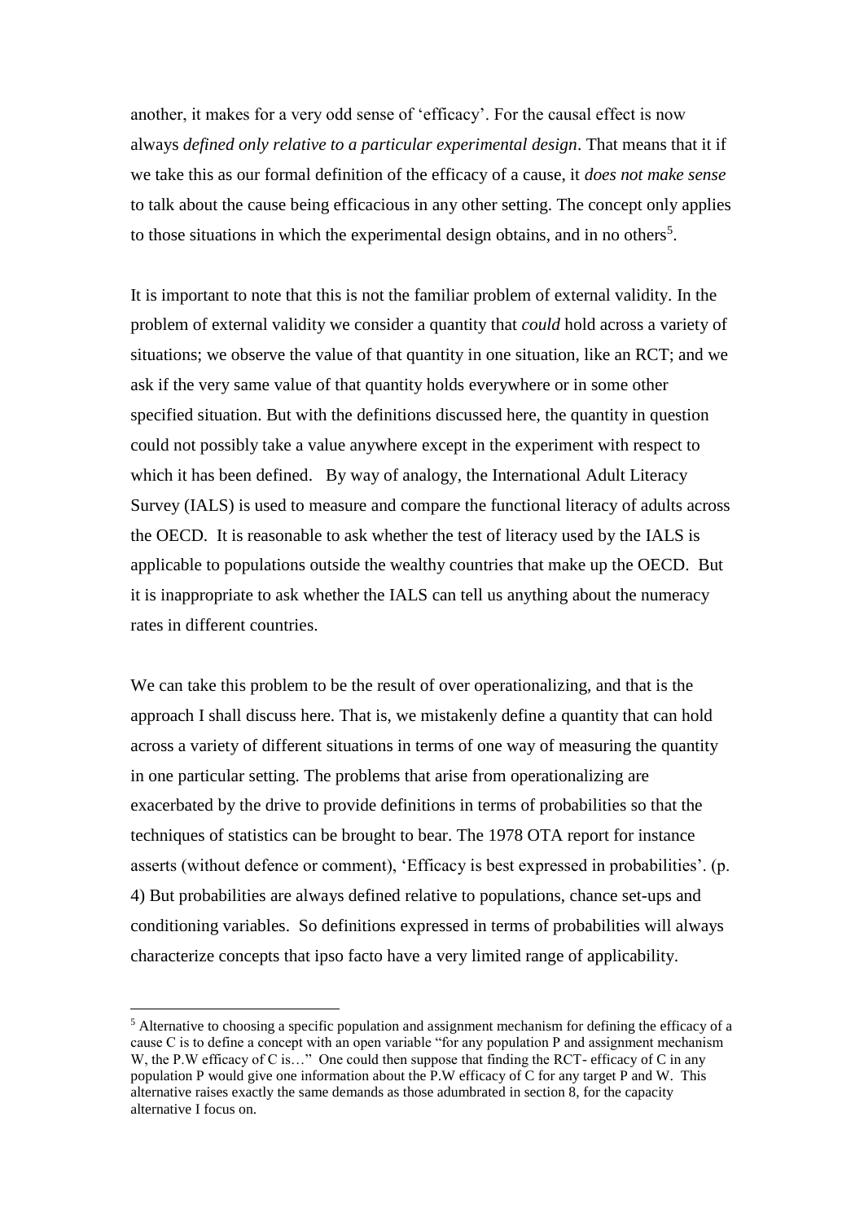another, it makes for a very odd sense of 'efficacy'. For the causal effect is now always *defined only relative to a particular experimental design*. That means that it if we take this as our formal definition of the efficacy of a cause, it *does not make sense* to talk about the cause being efficacious in any other setting. The concept only applies to those situations in which the experimental design obtains, and in no others[5].

It is important to note that this is not the familiar problem of external validity. In the problem of external validity we consider a quantity that *could* hold across a variety of situations; we observe the value of that quantity in one situation, like an RCT; and we ask if the very same value of that quantity holds everywhere or in some other specified situation. But with the definitions discussed here, the quantity in question could not possibly take a value anywhere except in the experiment with respect to which it has been defined. By way of analogy, the International Adult Literacy Survey (IALS) is used to measure and compare the functional literacy of adults across the OECD. It is reasonable to ask whether the test of literacy used by the IALS is applicable to populations outside the wealthy countries that make up the OECD. But it is inappropriate to ask whether the IALS can tell us anything about the numeracy rates in different countries.

We can take this problem to be the result of over operationalizing, and that is the approach I shall discuss here. That is, we mistakenly define a quantity that can hold across a variety of different situations in terms of one way of measuring the quantity in one particular setting. The problems that arise from operationalizing are exacerbated by the drive to provide definitions in terms of probabilities so that the techniques of statistics can be brought to bear. The 1978 OTA report for instance asserts (without defence or comment), 'Efficacy is best expressed in probabilities'. (p. 4) But probabilities are always defined relative to populations, chance set-ups and conditioning variables. So definitions expressed in terms of probabilities will always characterize concepts that ipso facto have a very limited range of applicability.

[5] Alternative to choosing a specific population and assignment mechanism for defining the efficacy of a cause C is to define a concept with an open variable "for any population P and assignment mechanism W, the P.W efficacy of C is…" One could then suppose that finding the RCT- efficacy of C in any population P would give one information about the P.W efficacy of C for any target P and W. This alternative raises exactly the same demands as those adumbrated in section 8, for the capacity alternative I focus on.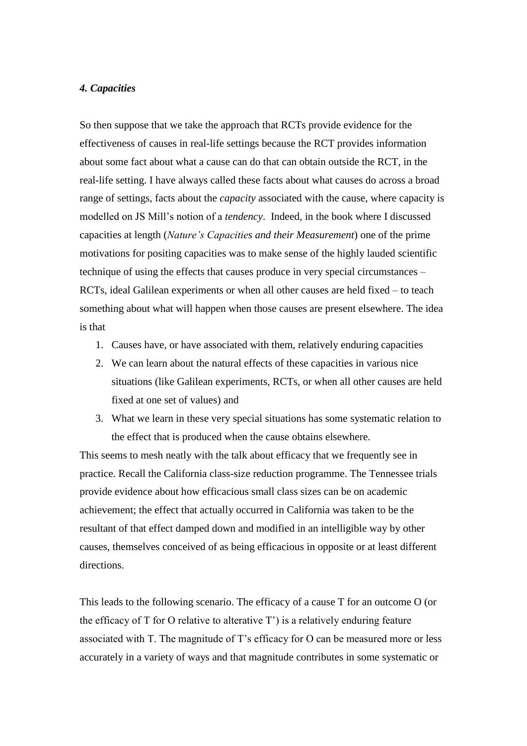### *4. Capacities*

So then suppose that we take the approach that RCTs provide evidence for the effectiveness of causes in real-life settings because the RCT provides information about some fact about what a cause can do that can obtain outside the RCT, in the real-life setting. I have always called these facts about what causes do across a broad range of settings, facts about the *capacity* associated with the cause, where capacity is modelled on JS Mill's notion of a *tendency*. Indeed, in the book where I discussed capacities at length (*Nature's Capacities and their Measurement*) one of the prime motivations for positing capacities was to make sense of the highly lauded scientific technique of using the effects that causes produce in very special circumstances – RCTs, ideal Galilean experiments or when all other causes are held fixed – to teach something about what will happen when those causes are present elsewhere. The idea is that

1. Causes have, or have associated with them, relatively enduring capacities
2. We can learn about the natural effects of these capacities in various nice situations (like Galilean experiments, RCTs, or when all other causes are held fixed at one set of values) and
3. What we learn in these very special situations has some systematic relation to the effect that is produced when the cause obtains elsewhere.

This seems to mesh neatly with the talk about efficacy that we frequently see in practice. Recall the California class-size reduction programme. The Tennessee trials provide evidence about how efficacious small class sizes can be on academic achievement; the effect that actually occurred in California was taken to be the resultant of that effect damped down and modified in an intelligible way by other causes, themselves conceived of as being efficacious in opposite or at least different directions.

This leads to the following scenario. The efficacy of a cause T for an outcome O (or the efficacy of T for O relative to alterative T') is a relatively enduring feature associated with T. The magnitude of T's efficacy for O can be measured more or less accurately in a variety of ways and that magnitude contributes in some systematic or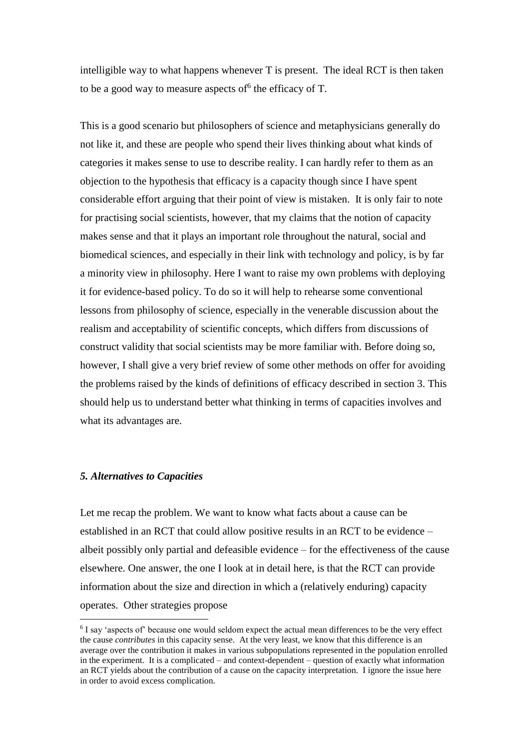intelligible way to what happens whenever T is present. The ideal RCT is then taken to be a good way to measure aspects of[6] the efficacy of T.

This is a good scenario but philosophers of science and metaphysicians generally do not like it, and these are people who spend their lives thinking about what kinds of categories it makes sense to use to describe reality. I can hardly refer to them as an objection to the hypothesis that efficacy is a capacity though since I have spent considerable effort arguing that their point of view is mistaken. It is only fair to note for practising social scientists, however, that my claims that the notion of capacity makes sense and that it plays an important role throughout the natural, social and biomedical sciences, and especially in their link with technology and policy, is by far a minority view in philosophy. Here I want to raise my own problems with deploying it for evidence-based policy. To do so it will help to rehearse some conventional lessons from philosophy of science, especially in the venerable discussion about the realism and acceptability of scientific concepts, which differs from discussions of construct validity that social scientists may be more familiar with. Before doing so, however, I shall give a very brief review of some other methods on offer for avoiding the problems raised by the kinds of definitions of efficacy described in section 3. This should help us to understand better what thinking in terms of capacities involves and what its advantages are.

### *5. Alternatives to Capacities*

Let me recap the problem. We want to know what facts about a cause can be established in an RCT that could allow positive results in an RCT to be evidence – albeit possibly only partial and defeasible evidence – for the effectiveness of the cause elsewhere. One answer, the one I look at in detail here, is that the RCT can provide information about the size and direction in which a (relatively enduring) capacity operates. Other strategies propose

[6] I say 'aspects of' because one would seldom expect the actual mean differences to be the very effect the cause *contributes* in this capacity sense. At the very least, we know that this difference is an average over the contribution it makes in various subpopulations represented in the population enrolled in the experiment. It is a complicated – and context-dependent – question of exactly what information an RCT yields about the contribution of a cause on the capacity interpretation. I ignore the issue here in order to avoid excess complication.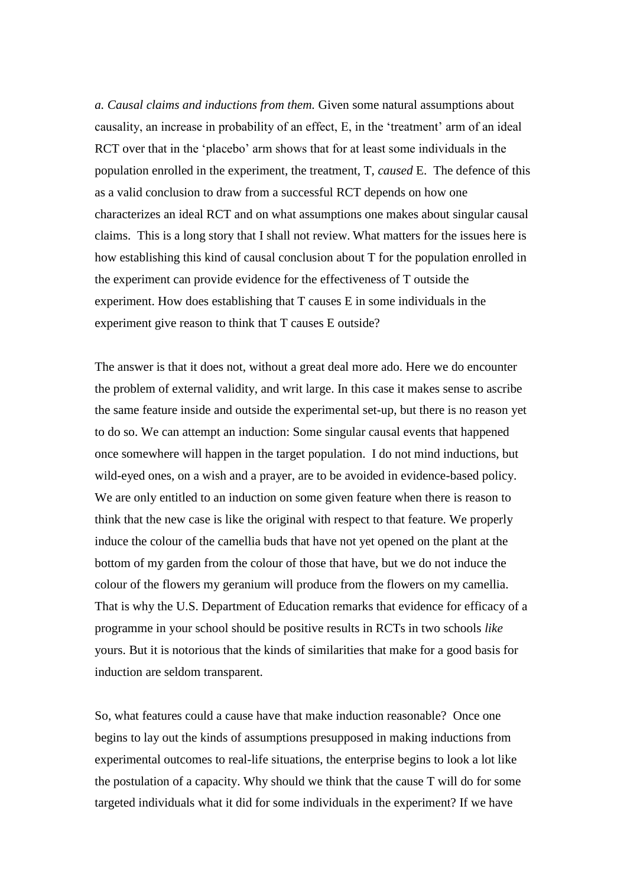*a. Causal claims and inductions from them.* Given some natural assumptions about causality, an increase in probability of an effect, E, in the 'treatment' arm of an ideal RCT over that in the 'placebo' arm shows that for at least some individuals in the population enrolled in the experiment, the treatment, T, *caused* E. The defence of this as a valid conclusion to draw from a successful RCT depends on how one characterizes an ideal RCT and on what assumptions one makes about singular causal claims. This is a long story that I shall not review. What matters for the issues here is how establishing this kind of causal conclusion about T for the population enrolled in the experiment can provide evidence for the effectiveness of T outside the experiment. How does establishing that T causes E in some individuals in the experiment give reason to think that T causes E outside?

The answer is that it does not, without a great deal more ado. Here we do encounter the problem of external validity, and writ large. In this case it makes sense to ascribe the same feature inside and outside the experimental set-up, but there is no reason yet to do so. We can attempt an induction: Some singular causal events that happened once somewhere will happen in the target population. I do not mind inductions, but wild-eyed ones, on a wish and a prayer, are to be avoided in evidence-based policy. We are only entitled to an induction on some given feature when there is reason to think that the new case is like the original with respect to that feature. We properly induce the colour of the camellia buds that have not yet opened on the plant at the bottom of my garden from the colour of those that have, but we do not induce the colour of the flowers my geranium will produce from the flowers on my camellia. That is why the U.S. Department of Education remarks that evidence for efficacy of a programme in your school should be positive results in RCTs in two schools *like* yours. But it is notorious that the kinds of similarities that make for a good basis for induction are seldom transparent.

So, what features could a cause have that make induction reasonable? Once one begins to lay out the kinds of assumptions presupposed in making inductions from experimental outcomes to real-life situations, the enterprise begins to look a lot like the postulation of a capacity. Why should we think that the cause T will do for some targeted individuals what it did for some individuals in the experiment? If we have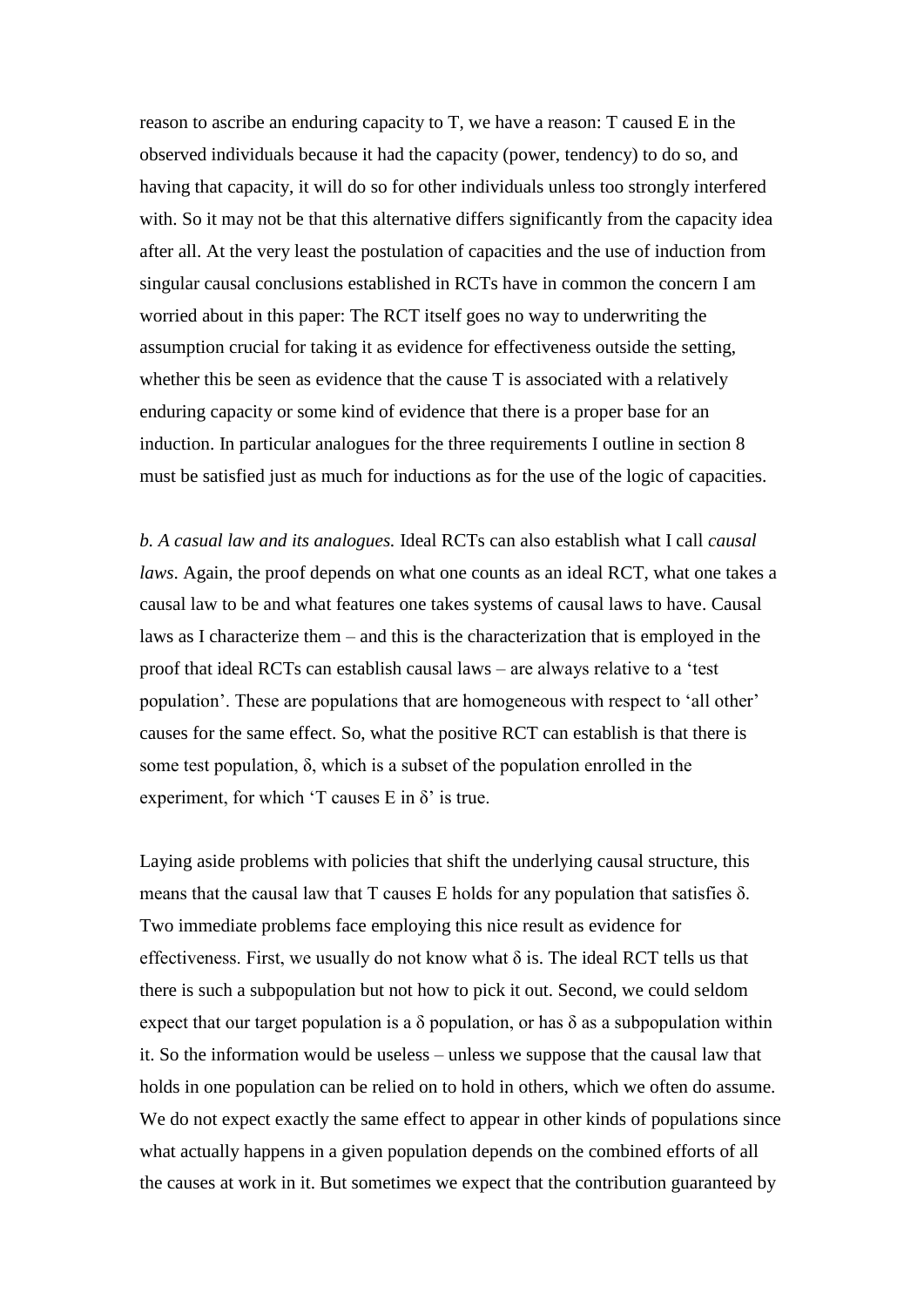reason to ascribe an enduring capacity to T, we have a reason: T caused E in the observed individuals because it had the capacity (power, tendency) to do so, and having that capacity, it will do so for other individuals unless too strongly interfered with. So it may not be that this alternative differs significantly from the capacity idea after all. At the very least the postulation of capacities and the use of induction from singular causal conclusions established in RCTs have in common the concern I am worried about in this paper: The RCT itself goes no way to underwriting the assumption crucial for taking it as evidence for effectiveness outside the setting, whether this be seen as evidence that the cause T is associated with a relatively enduring capacity or some kind of evidence that there is a proper base for an induction. In particular analogues for the three requirements I outline in section 8 must be satisfied just as much for inductions as for the use of the logic of capacities.

*b. A casual law and its analogues.* Ideal RCTs can also establish what I call *causal laws*. Again, the proof depends on what one counts as an ideal RCT, what one takes a causal law to be and what features one takes systems of causal laws to have. Causal laws as I characterize them – and this is the characterization that is employed in the proof that ideal RCTs can establish causal laws – are always relative to a 'test population'. These are populations that are homogeneous with respect to 'all other' causes for the same effect. So, what the positive RCT can establish is that there is some test population, δ, which is a subset of the population enrolled in the experiment, for which 'T causes E in δ' is true.

Laying aside problems with policies that shift the underlying causal structure, this means that the causal law that T causes E holds for any population that satisfies δ. Two immediate problems face employing this nice result as evidence for effectiveness. First, we usually do not know what δ is. The ideal RCT tells us that there is such a subpopulation but not how to pick it out. Second, we could seldom expect that our target population is a δ population, or has δ as a subpopulation within it. So the information would be useless – unless we suppose that the causal law that holds in one population can be relied on to hold in others, which we often do assume. We do not expect exactly the same effect to appear in other kinds of populations since what actually happens in a given population depends on the combined efforts of all the causes at work in it. But sometimes we expect that the contribution guaranteed by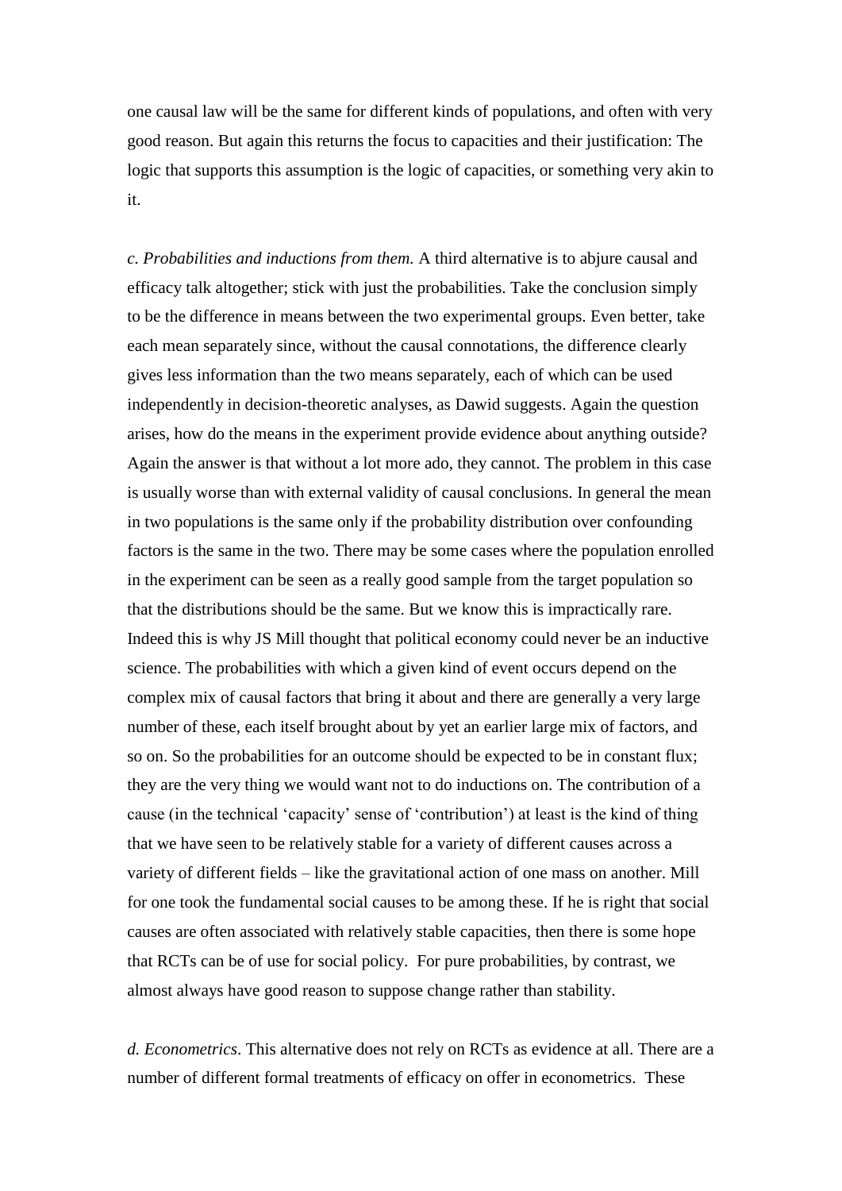one causal law will be the same for different kinds of populations, and often with very good reason. But again this returns the focus to capacities and their justification: The logic that supports this assumption is the logic of capacities, or something very akin to it.

*c. Probabilities and inductions from them.* A third alternative is to abjure causal and efficacy talk altogether; stick with just the probabilities. Take the conclusion simply to be the difference in means between the two experimental groups. Even better, take each mean separately since, without the causal connotations, the difference clearly gives less information than the two means separately, each of which can be used independently in decision-theoretic analyses, as Dawid suggests. Again the question arises, how do the means in the experiment provide evidence about anything outside? Again the answer is that without a lot more ado, they cannot. The problem in this case is usually worse than with external validity of causal conclusions. In general the mean in two populations is the same only if the probability distribution over confounding factors is the same in the two. There may be some cases where the population enrolled in the experiment can be seen as a really good sample from the target population so that the distributions should be the same. But we know this is impractically rare. Indeed this is why JS Mill thought that political economy could never be an inductive science. The probabilities with which a given kind of event occurs depend on the complex mix of causal factors that bring it about and there are generally a very large number of these, each itself brought about by yet an earlier large mix of factors, and so on. So the probabilities for an outcome should be expected to be in constant flux; they are the very thing we would want not to do inductions on. The contribution of a cause (in the technical 'capacity' sense of 'contribution') at least is the kind of thing that we have seen to be relatively stable for a variety of different causes across a variety of different fields – like the gravitational action of one mass on another. Mill for one took the fundamental social causes to be among these. If he is right that social causes are often associated with relatively stable capacities, then there is some hope that RCTs can be of use for social policy. For pure probabilities, by contrast, we almost always have good reason to suppose change rather than stability.

*d. Econometrics*. This alternative does not rely on RCTs as evidence at all. There are a number of different formal treatments of efficacy on offer in econometrics. These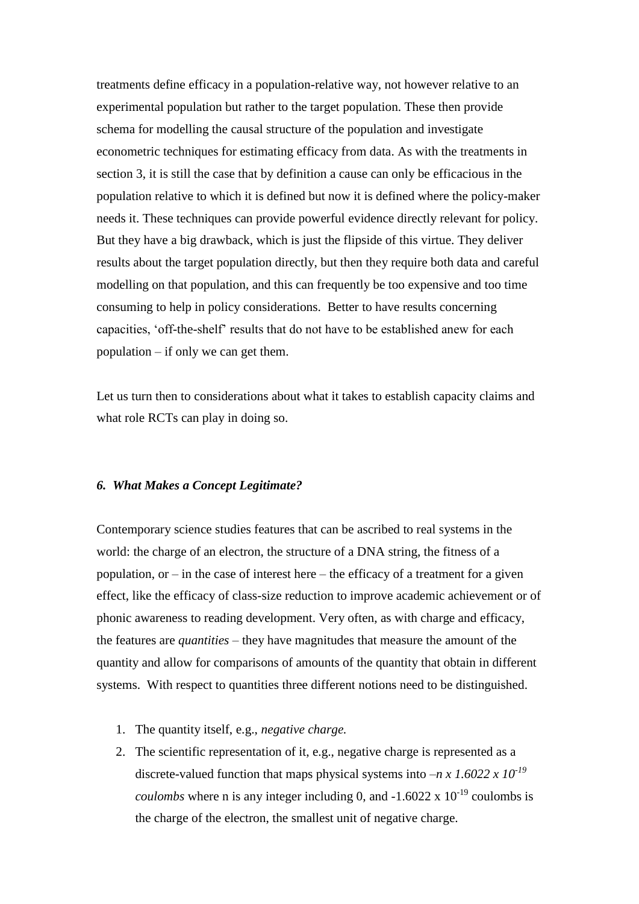treatments define efficacy in a population-relative way, not however relative to an experimental population but rather to the target population. These then provide schema for modelling the causal structure of the population and investigate econometric techniques for estimating efficacy from data. As with the treatments in section 3, it is still the case that by definition a cause can only be efficacious in the population relative to which it is defined but now it is defined where the policy-maker needs it. These techniques can provide powerful evidence directly relevant for policy. But they have a big drawback, which is just the flipside of this virtue. They deliver results about the target population directly, but then they require both data and careful modelling on that population, and this can frequently be too expensive and too time consuming to help in policy considerations. Better to have results concerning capacities, 'off-the-shelf' results that do not have to be established anew for each population – if only we can get them.

Let us turn then to considerations about what it takes to establish capacity claims and what role RCTs can play in doing so.

## *6. What Makes a Concept Legitimate?*

Contemporary science studies features that can be ascribed to real systems in the world: the charge of an electron, the structure of a DNA string, the fitness of a population, or – in the case of interest here – the efficacy of a treatment for a given effect, like the efficacy of class-size reduction to improve academic achievement or of phonic awareness to reading development. Very often, as with charge and efficacy, the features are *quantities* – they have magnitudes that measure the amount of the quantity and allow for comparisons of amounts of the quantity that obtain in different systems. With respect to quantities three different notions need to be distinguished.

1. The quantity itself, e.g., *negative charge.*
2. The scientific representation of it, e.g., negative charge is represented as a discrete-valued function that maps physical systems into *$-n \times 1.6022 \times 10^{-19}$ coulombs* where n is any integer including 0, and $-1.6022 \times 10^{-19}$ coulombs is the charge of the electron, the smallest unit of negative charge.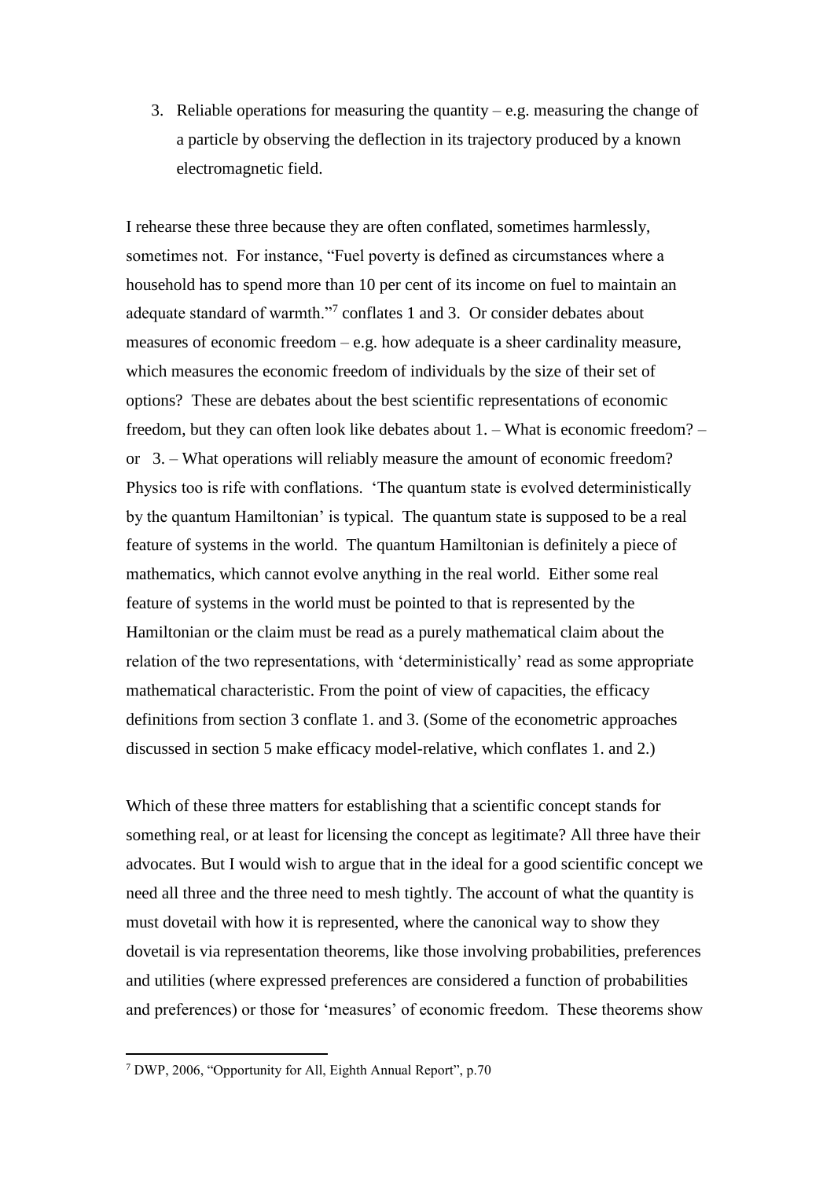3. Reliable operations for measuring the quantity – e.g. measuring the change of a particle by observing the deflection in its trajectory produced by a known electromagnetic field.

I rehearse these three because they are often conflated, sometimes harmlessly, sometimes not. For instance, "Fuel poverty is defined as circumstances where a household has to spend more than 10 per cent of its income on fuel to maintain an adequate standard of warmth."[7] conflates 1 and 3. Or consider debates about measures of economic freedom – e.g. how adequate is a sheer cardinality measure, which measures the economic freedom of individuals by the size of their set of options? These are debates about the best scientific representations of economic freedom, but they can often look like debates about 1. – What is economic freedom? – or 3. – What operations will reliably measure the amount of economic freedom? Physics too is rife with conflations. 'The quantum state is evolved deterministically by the quantum Hamiltonian' is typical. The quantum state is supposed to be a real feature of systems in the world. The quantum Hamiltonian is definitely a piece of mathematics, which cannot evolve anything in the real world. Either some real feature of systems in the world must be pointed to that is represented by the Hamiltonian or the claim must be read as a purely mathematical claim about the relation of the two representations, with 'deterministically' read as some appropriate mathematical characteristic. From the point of view of capacities, the efficacy definitions from section 3 conflate 1. and 3. (Some of the econometric approaches discussed in section 5 make efficacy model-relative, which conflates 1. and 2.)

Which of these three matters for establishing that a scientific concept stands for something real, or at least for licensing the concept as legitimate? All three have their advocates. But I would wish to argue that in the ideal for a good scientific concept we need all three and the three need to mesh tightly. The account of what the quantity is must dovetail with how it is represented, where the canonical way to show they dovetail is via representation theorems, like those involving probabilities, preferences and utilities (where expressed preferences are considered a function of probabilities and preferences) or those for 'measures' of economic freedom. These theorems show

[7] DWP, 2006, "Opportunity for All, Eighth Annual Report", p.70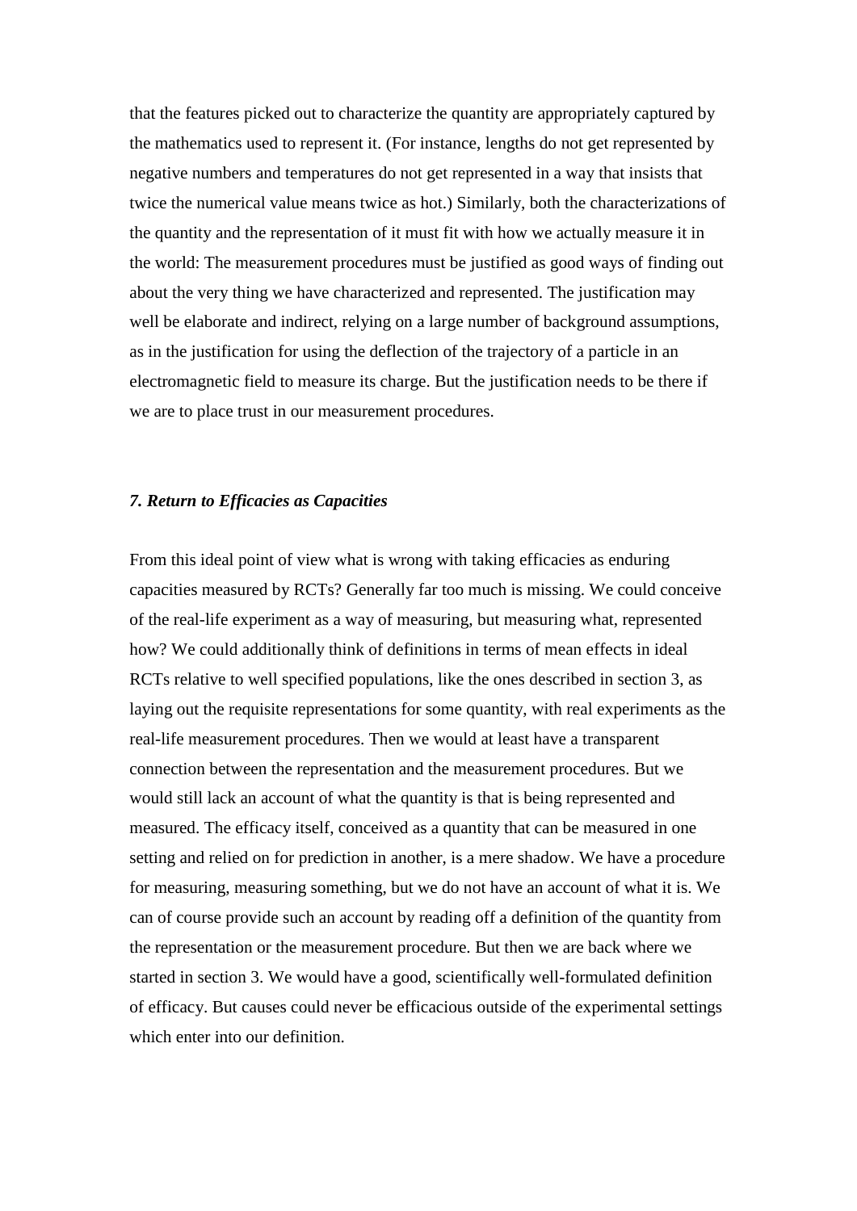that the features picked out to characterize the quantity are appropriately captured by the mathematics used to represent it. (For instance, lengths do not get represented by negative numbers and temperatures do not get represented in a way that insists that twice the numerical value means twice as hot.) Similarly, both the characterizations of the quantity and the representation of it must fit with how we actually measure it in the world: The measurement procedures must be justified as good ways of finding out about the very thing we have characterized and represented. The justification may well be elaborate and indirect, relying on a large number of background assumptions, as in the justification for using the deflection of the trajectory of a particle in an electromagnetic field to measure its charge. But the justification needs to be there if we are to place trust in our measurement procedures.

### *7. Return to Efficacies as Capacities*

From this ideal point of view what is wrong with taking efficacies as enduring capacities measured by RCTs? Generally far too much is missing. We could conceive of the real-life experiment as a way of measuring, but measuring what, represented how? We could additionally think of definitions in terms of mean effects in ideal RCTs relative to well specified populations, like the ones described in section 3, as laying out the requisite representations for some quantity, with real experiments as the real-life measurement procedures. Then we would at least have a transparent connection between the representation and the measurement procedures. But we would still lack an account of what the quantity is that is being represented and measured. The efficacy itself, conceived as a quantity that can be measured in one setting and relied on for prediction in another, is a mere shadow. We have a procedure for measuring, measuring something, but we do not have an account of what it is. We can of course provide such an account by reading off a definition of the quantity from the representation or the measurement procedure. But then we are back where we started in section 3. We would have a good, scientifically well-formulated definition of efficacy. But causes could never be efficacious outside of the experimental settings which enter into our definition.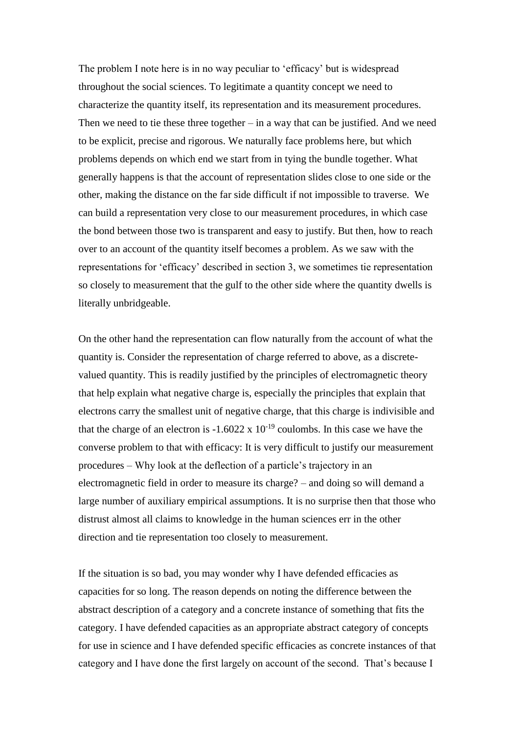The problem I note here is in no way peculiar to 'efficacy' but is widespread throughout the social sciences. To legitimate a quantity concept we need to characterize the quantity itself, its representation and its measurement procedures. Then we need to tie these three together – in a way that can be justified. And we need to be explicit, precise and rigorous. We naturally face problems here, but which problems depends on which end we start from in tying the bundle together. What generally happens is that the account of representation slides close to one side or the other, making the distance on the far side difficult if not impossible to traverse. We can build a representation very close to our measurement procedures, in which case the bond between those two is transparent and easy to justify. But then, how to reach over to an account of the quantity itself becomes a problem. As we saw with the representations for 'efficacy' described in section 3, we sometimes tie representation so closely to measurement that the gulf to the other side where the quantity dwells is literally unbridgeable.

On the other hand the representation can flow naturally from the account of what the quantity is. Consider the representation of charge referred to above, as a discrete-valued quantity. This is readily justified by the principles of electromagnetic theory that help explain what negative charge is, especially the principles that explain that electrons carry the smallest unit of negative charge, that this charge is indivisible and that the charge of an electron is $-1.6022 \times 10^{-19}$ coulombs. In this case we have the converse problem to that with efficacy: It is very difficult to justify our measurement procedures – Why look at the deflection of a particle's trajectory in an electromagnetic field in order to measure its charge? – and doing so will demand a large number of auxiliary empirical assumptions. It is no surprise then that those who distrust almost all claims to knowledge in the human sciences err in the other direction and tie representation too closely to measurement.

If the situation is so bad, you may wonder why I have defended efficacies as capacities for so long. The reason depends on noting the difference between the abstract description of a category and a concrete instance of something that fits the category. I have defended capacities as an appropriate abstract category of concepts for use in science and I have defended specific efficacies as concrete instances of that category and I have done the first largely on account of the second. That's because I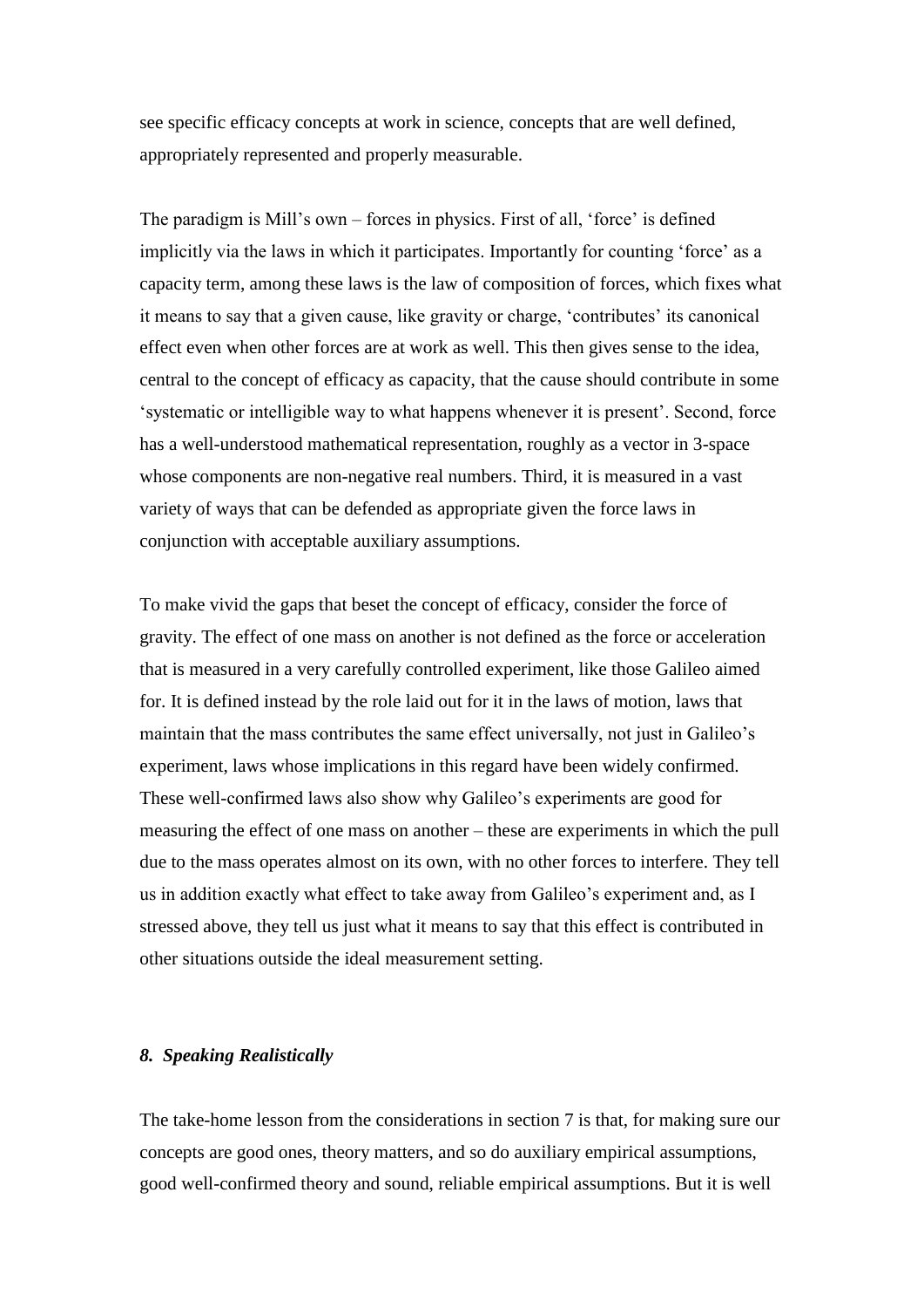see specific efficacy concepts at work in science, concepts that are well defined, appropriately represented and properly measurable.

The paradigm is Mill's own – forces in physics. First of all, 'force' is defined implicitly via the laws in which it participates. Importantly for counting 'force' as a capacity term, among these laws is the law of composition of forces, which fixes what it means to say that a given cause, like gravity or charge, 'contributes' its canonical effect even when other forces are at work as well. This then gives sense to the idea, central to the concept of efficacy as capacity, that the cause should contribute in some 'systematic or intelligible way to what happens whenever it is present'. Second, force has a well-understood mathematical representation, roughly as a vector in 3-space whose components are non-negative real numbers. Third, it is measured in a vast variety of ways that can be defended as appropriate given the force laws in conjunction with acceptable auxiliary assumptions.

To make vivid the gaps that beset the concept of efficacy, consider the force of gravity. The effect of one mass on another is not defined as the force or acceleration that is measured in a very carefully controlled experiment, like those Galileo aimed for. It is defined instead by the role laid out for it in the laws of motion, laws that maintain that the mass contributes the same effect universally, not just in Galileo's experiment, laws whose implications in this regard have been widely confirmed. These well-confirmed laws also show why Galileo's experiments are good for measuring the effect of one mass on another – these are experiments in which the pull due to the mass operates almost on its own, with no other forces to interfere. They tell us in addition exactly what effect to take away from Galileo's experiment and, as I stressed above, they tell us just what it means to say that this effect is contributed in other situations outside the ideal measurement setting.

### *8. Speaking Realistically*

The take-home lesson from the considerations in section 7 is that, for making sure our concepts are good ones, theory matters, and so do auxiliary empirical assumptions, good well-confirmed theory and sound, reliable empirical assumptions. But it is well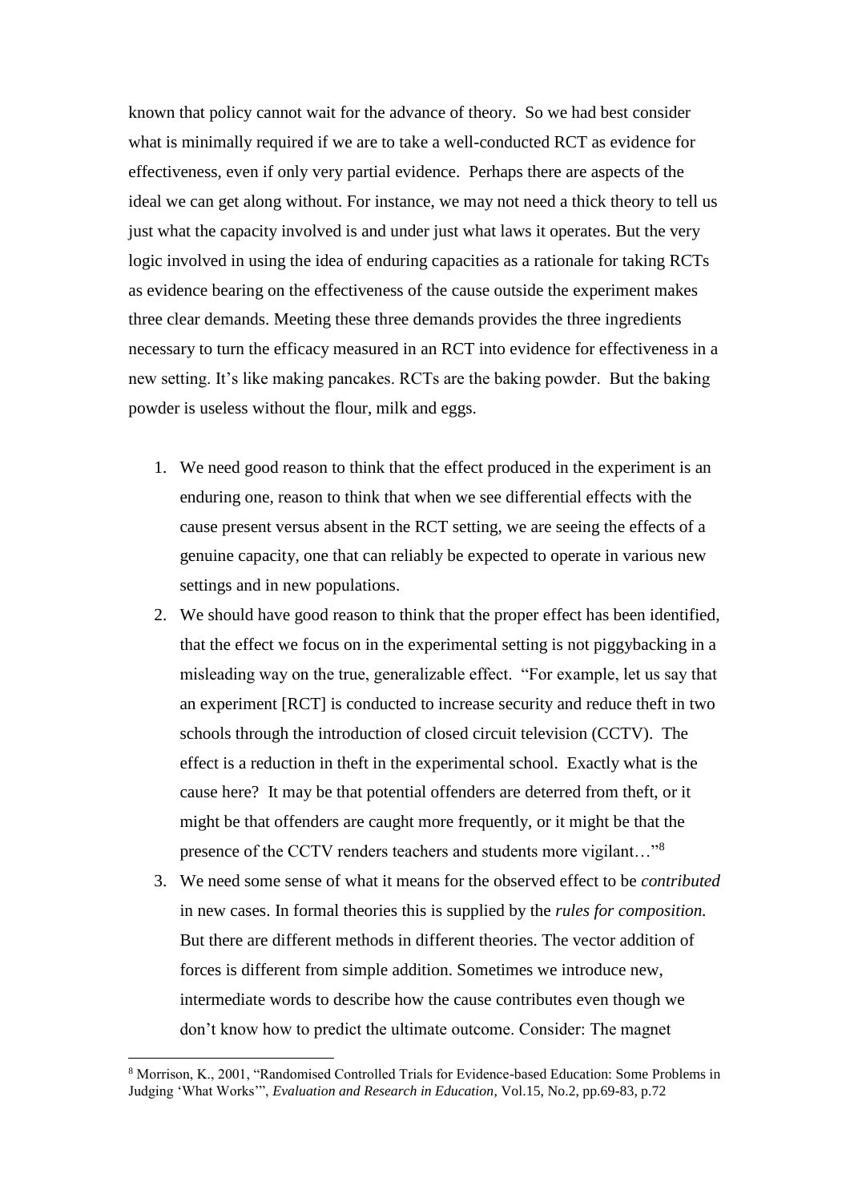known that policy cannot wait for the advance of theory. So we had best consider what is minimally required if we are to take a well-conducted RCT as evidence for effectiveness, even if only very partial evidence. Perhaps there are aspects of the ideal we can get along without. For instance, we may not need a thick theory to tell us just what the capacity involved is and under just what laws it operates. But the very logic involved in using the idea of enduring capacities as a rationale for taking RCTs as evidence bearing on the effectiveness of the cause outside the experiment makes three clear demands. Meeting these three demands provides the three ingredients necessary to turn the efficacy measured in an RCT into evidence for effectiveness in a new setting. It's like making pancakes. RCTs are the baking powder. But the baking powder is useless without the flour, milk and eggs.

1. We need good reason to think that the effect produced in the experiment is an enduring one, reason to think that when we see differential effects with the cause present versus absent in the RCT setting, we are seeing the effects of a genuine capacity, one that can reliably be expected to operate in various new settings and in new populations.
2. We should have good reason to think that the proper effect has been identified, that the effect we focus on in the experimental setting is not piggybacking in a misleading way on the true, generalizable effect. "For example, let us say that an experiment [RCT] is conducted to increase security and reduce theft in two schools through the introduction of closed circuit television (CCTV). The effect is a reduction in theft in the experimental school. Exactly what is the cause here? It may be that potential offenders are deterred from theft, or it might be that offenders are caught more frequently, or it might be that the presence of the CCTV renders teachers and students more vigilant…"[8]
3. We need some sense of what it means for the observed effect to be *contributed* in new cases. In formal theories this is supplied by the *rules for composition.* But there are different methods in different theories. The vector addition of forces is different from simple addition. Sometimes we introduce new, intermediate words to describe how the cause contributes even though we don't know how to predict the ultimate outcome. Consider: The magnet

[8] Morrison, K., 2001, "Randomised Controlled Trials for Evidence-based Education: Some Problems in Judging 'What Works'", *Evaluation and Research in Education*, Vol.15, No.2, pp.69-83, p.72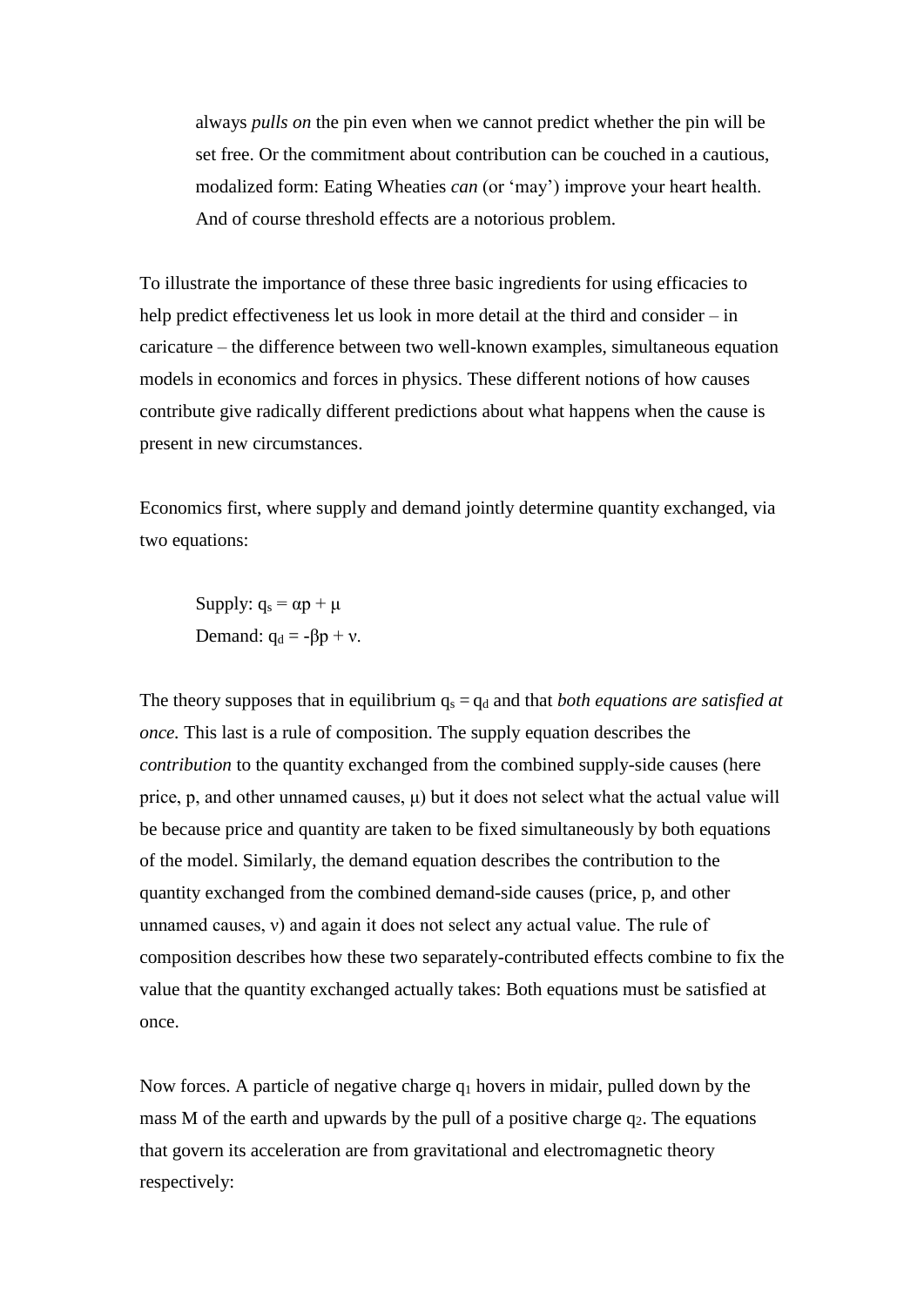> always *pulls on* the pin even when we cannot predict whether the pin will be set free. Or the commitment about contribution can be couched in a cautious, modalized form: Eating Wheaties *can* (or 'may') improve your heart health. And of course threshold effects are a notorious problem.

To illustrate the importance of these three basic ingredients for using efficacies to help predict effectiveness let us look in more detail at the third and consider – in caricature – the difference between two well-known examples, simultaneous equation models in economics and forces in physics. These different notions of how causes contribute give radically different predictions about what happens when the cause is present in new circumstances.

Economics first, where supply and demand jointly determine quantity exchanged, via two equations:

> Supply: $q_s = \alpha p + \mu$
> Demand: $q_d = -\beta p + \nu$.

The theory supposes that in equilibrium $q_s = q_d$ and that *both equations are satisfied at once.* This last is a rule of composition. The supply equation describes the *contribution* to the quantity exchanged from the combined supply-side causes (here price, p, and other unnamed causes, $\mu$) but it does not select what the actual value will be because price and quantity are taken to be fixed simultaneously by both equations of the model. Similarly, the demand equation describes the contribution to the quantity exchanged from the combined demand-side causes (price, p, and other unnamed causes, $\nu$) and again it does not select any actual value. The rule of composition describes how these two separately-contributed effects combine to fix the value that the quantity exchanged actually takes: Both equations must be satisfied at once.

Now forces. A particle of negative charge $q_1$ hovers in midair, pulled down by the mass M of the earth and upwards by the pull of a positive charge $q_2$. The equations that govern its acceleration are from gravitational and electromagnetic theory respectively: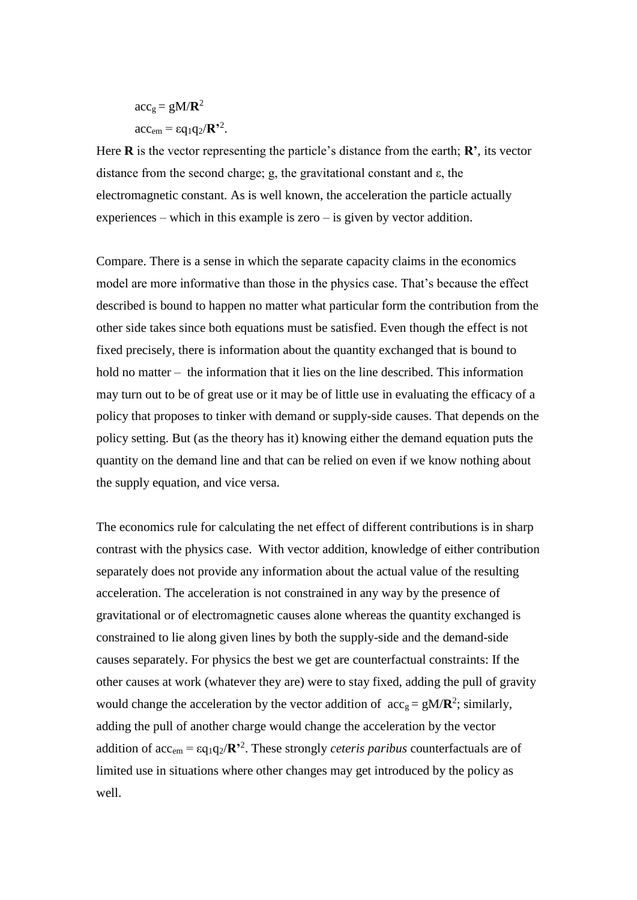$$acc_g = gM/\mathbf{R}^2$$

$$acc_{em} = \varepsilon q_1 q_2/\mathbf{R'}^2.$$

Here **R** is the vector representing the particle's distance from the earth; **R'**, its vector distance from the second charge; g, the gravitational constant and ε, the electromagnetic constant. As is well known, the acceleration the particle actually experiences – which in this example is zero – is given by vector addition.

Compare. There is a sense in which the separate capacity claims in the economics model are more informative than those in the physics case. That's because the effect described is bound to happen no matter what particular form the contribution from the other side takes since both equations must be satisfied. Even though the effect is not fixed precisely, there is information about the quantity exchanged that is bound to hold no matter – the information that it lies on the line described. This information may turn out to be of great use or it may be of little use in evaluating the efficacy of a policy that proposes to tinker with demand or supply-side causes. That depends on the policy setting. But (as the theory has it) knowing either the demand equation puts the quantity on the demand line and that can be relied on even if we know nothing about the supply equation, and vice versa.

The economics rule for calculating the net effect of different contributions is in sharp contrast with the physics case. With vector addition, knowledge of either contribution separately does not provide any information about the actual value of the resulting acceleration. The acceleration is not constrained in any way by the presence of gravitational or of electromagnetic causes alone whereas the quantity exchanged is constrained to lie along given lines by both the supply-side and the demand-side causes separately. For physics the best we get are counterfactual constraints: If the other causes at work (whatever they are) were to stay fixed, adding the pull of gravity would change the acceleration by the vector addition of $acc_g = gM/\mathbf{R}^2$; similarly, adding the pull of another charge would change the acceleration by the vector addition of $acc_{em} = \varepsilon q_1 q_2/\mathbf{R'}^2$. These strongly *ceteris paribus* counterfactuals are of limited use in situations where other changes may get introduced by the policy as well.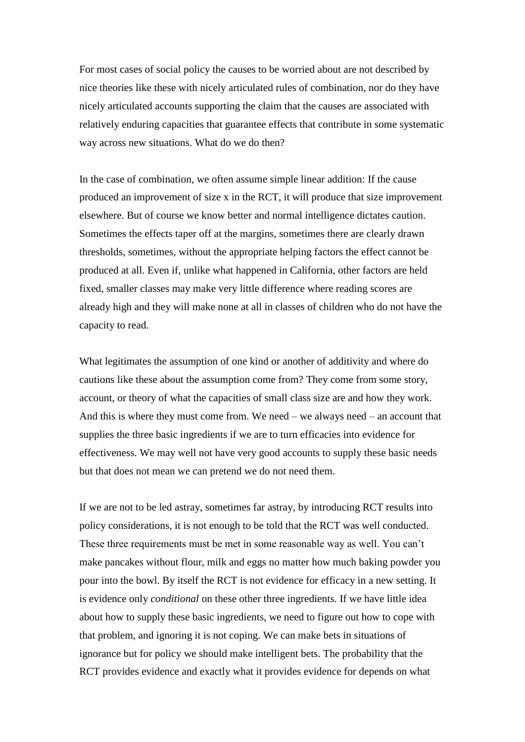For most cases of social policy the causes to be worried about are not described by nice theories like these with nicely articulated rules of combination, nor do they have nicely articulated accounts supporting the claim that the causes are associated with relatively enduring capacities that guarantee effects that contribute in some systematic way across new situations. What do we do then?

In the case of combination, we often assume simple linear addition: If the cause produced an improvement of size x in the RCT, it will produce that size improvement elsewhere. But of course we know better and normal intelligence dictates caution. Sometimes the effects taper off at the margins, sometimes there are clearly drawn thresholds, sometimes, without the appropriate helping factors the effect cannot be produced at all. Even if, unlike what happened in California, other factors are held fixed, smaller classes may make very little difference where reading scores are already high and they will make none at all in classes of children who do not have the capacity to read.

What legitimates the assumption of one kind or another of additivity and where do cautions like these about the assumption come from? They come from some story, account, or theory of what the capacities of small class size are and how they work. And this is where they must come from. We need – we always need – an account that supplies the three basic ingredients if we are to turn efficacies into evidence for effectiveness. We may well not have very good accounts to supply these basic needs but that does not mean we can pretend we do not need them.

If we are not to be led astray, sometimes far astray, by introducing RCT results into policy considerations, it is not enough to be told that the RCT was well conducted. These three requirements must be met in some reasonable way as well. You can't make pancakes without flour, milk and eggs no matter how much baking powder you pour into the bowl. By itself the RCT is not evidence for efficacy in a new setting. It is evidence only *conditional* on these other three ingredients. If we have little idea about how to supply these basic ingredients, we need to figure out how to cope with that problem, and ignoring it is not coping. We can make bets in situations of ignorance but for policy we should make intelligent bets. The probability that the RCT provides evidence and exactly what it provides evidence for depends on what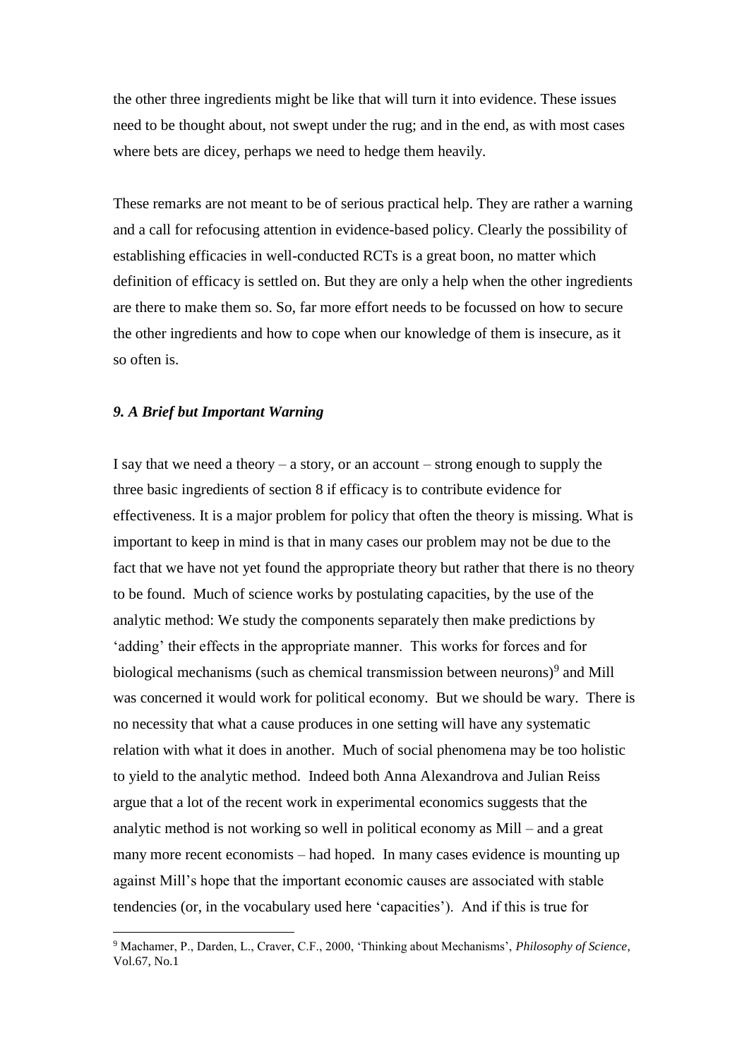the other three ingredients might be like that will turn it into evidence. These issues need to be thought about, not swept under the rug; and in the end, as with most cases where bets are dicey, perhaps we need to hedge them heavily.

These remarks are not meant to be of serious practical help. They are rather a warning and a call for refocusing attention in evidence-based policy. Clearly the possibility of establishing efficacies in well-conducted RCTs is a great boon, no matter which definition of efficacy is settled on. But they are only a help when the other ingredients are there to make them so. So, far more effort needs to be focussed on how to secure the other ingredients and how to cope when our knowledge of them is insecure, as it so often is.

### *9. A Brief but Important Warning*

I say that we need a theory – a story, or an account – strong enough to supply the three basic ingredients of section 8 if efficacy is to contribute evidence for effectiveness. It is a major problem for policy that often the theory is missing. What is important to keep in mind is that in many cases our problem may not be due to the fact that we have not yet found the appropriate theory but rather that there is no theory to be found. Much of science works by postulating capacities, by the use of the analytic method: We study the components separately then make predictions by 'adding' their effects in the appropriate manner. This works for forces and for biological mechanisms (such as chemical transmission between neurons)[9] and Mill was concerned it would work for political economy. But we should be wary. There is no necessity that what a cause produces in one setting will have any systematic relation with what it does in another. Much of social phenomena may be too holistic to yield to the analytic method. Indeed both Anna Alexandrova and Julian Reiss argue that a lot of the recent work in experimental economics suggests that the analytic method is not working so well in political economy as Mill – and a great many more recent economists – had hoped. In many cases evidence is mounting up against Mill's hope that the important economic causes are associated with stable tendencies (or, in the vocabulary used here 'capacities'). And if this is true for

[9] Machamer, P., Darden, L., Craver, C.F., 2000, 'Thinking about Mechanisms', *Philosophy of Science*, Vol.67, No.1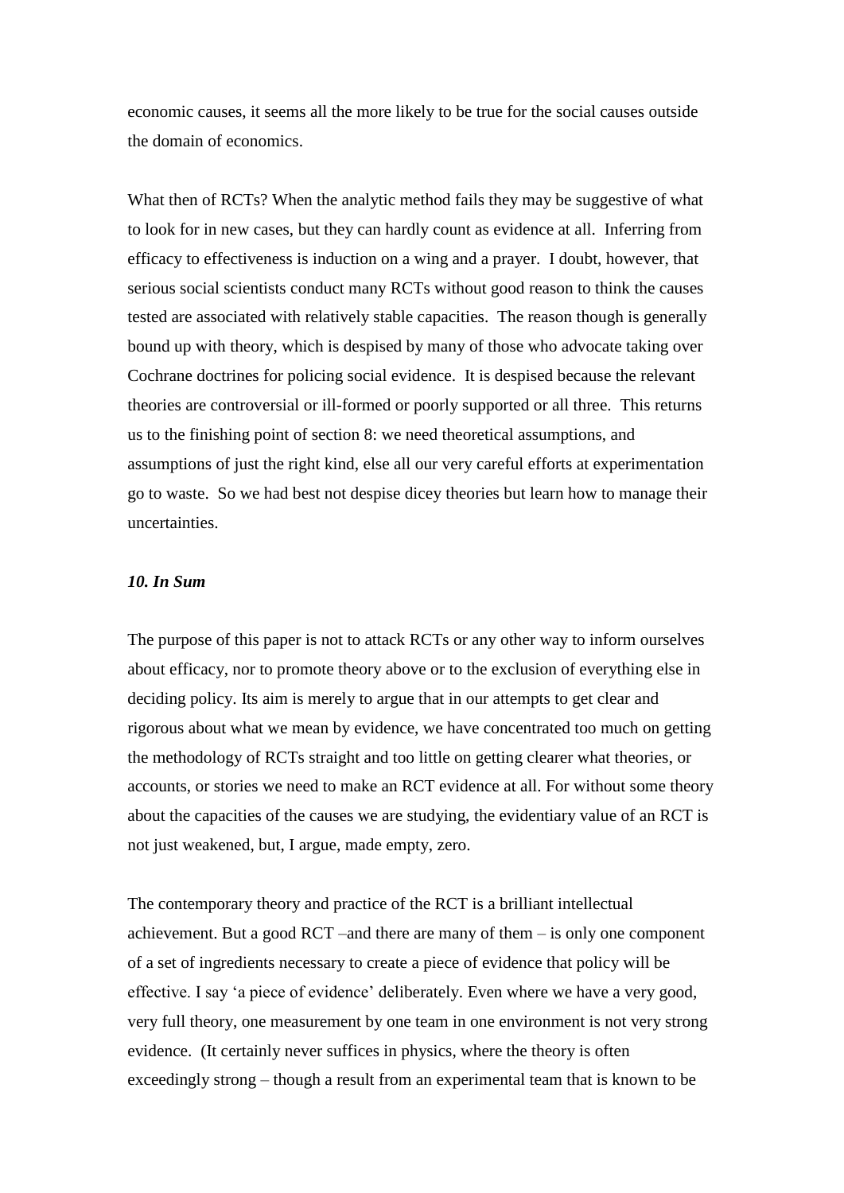economic causes, it seems all the more likely to be true for the social causes outside the domain of economics.

What then of RCTs? When the analytic method fails they may be suggestive of what to look for in new cases, but they can hardly count as evidence at all. Inferring from efficacy to effectiveness is induction on a wing and a prayer. I doubt, however, that serious social scientists conduct many RCTs without good reason to think the causes tested are associated with relatively stable capacities. The reason though is generally bound up with theory, which is despised by many of those who advocate taking over Cochrane doctrines for policing social evidence. It is despised because the relevant theories are controversial or ill-formed or poorly supported or all three. This returns us to the finishing point of section 8: we need theoretical assumptions, and assumptions of just the right kind, else all our very careful efforts at experimentation go to waste. So we had best not despise dicey theories but learn how to manage their uncertainties.

## *10. In Sum*

The purpose of this paper is not to attack RCTs or any other way to inform ourselves about efficacy, nor to promote theory above or to the exclusion of everything else in deciding policy. Its aim is merely to argue that in our attempts to get clear and rigorous about what we mean by evidence, we have concentrated too much on getting the methodology of RCTs straight and too little on getting clearer what theories, or accounts, or stories we need to make an RCT evidence at all. For without some theory about the capacities of the causes we are studying, the evidentiary value of an RCT is not just weakened, but, I argue, made empty, zero.

The contemporary theory and practice of the RCT is a brilliant intellectual achievement. But a good RCT –and there are many of them – is only one component of a set of ingredients necessary to create a piece of evidence that policy will be effective. I say 'a piece of evidence' deliberately. Even where we have a very good, very full theory, one measurement by one team in one environment is not very strong evidence. (It certainly never suffices in physics, where the theory is often exceedingly strong – though a result from an experimental team that is known to be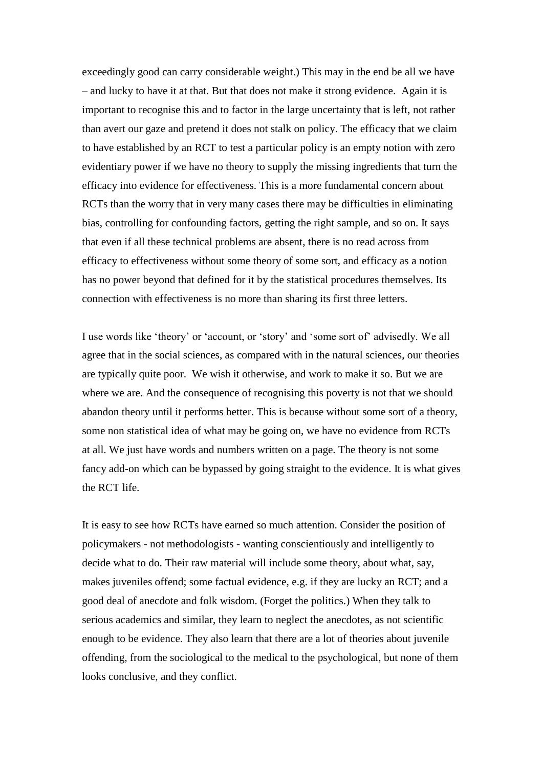exceedingly good can carry considerable weight.) This may in the end be all we have – and lucky to have it at that. But that does not make it strong evidence. Again it is important to recognise this and to factor in the large uncertainty that is left, not rather than avert our gaze and pretend it does not stalk on policy. The efficacy that we claim to have established by an RCT to test a particular policy is an empty notion with zero evidentiary power if we have no theory to supply the missing ingredients that turn the efficacy into evidence for effectiveness. This is a more fundamental concern about RCTs than the worry that in very many cases there may be difficulties in eliminating bias, controlling for confounding factors, getting the right sample, and so on. It says that even if all these technical problems are absent, there is no read across from efficacy to effectiveness without some theory of some sort, and efficacy as a notion has no power beyond that defined for it by the statistical procedures themselves. Its connection with effectiveness is no more than sharing its first three letters.

I use words like 'theory' or 'account, or 'story' and 'some sort of' advisedly. We all agree that in the social sciences, as compared with in the natural sciences, our theories are typically quite poor. We wish it otherwise, and work to make it so. But we are where we are. And the consequence of recognising this poverty is not that we should abandon theory until it performs better. This is because without some sort of a theory, some non statistical idea of what may be going on, we have no evidence from RCTs at all. We just have words and numbers written on a page. The theory is not some fancy add-on which can be bypassed by going straight to the evidence. It is what gives the RCT life.

It is easy to see how RCTs have earned so much attention. Consider the position of policymakers - not methodologists - wanting conscientiously and intelligently to decide what to do. Their raw material will include some theory, about what, say, makes juveniles offend; some factual evidence, e.g. if they are lucky an RCT; and a good deal of anecdote and folk wisdom. (Forget the politics.) When they talk to serious academics and similar, they learn to neglect the anecdotes, as not scientific enough to be evidence. They also learn that there are a lot of theories about juvenile offending, from the sociological to the medical to the psychological, but none of them looks conclusive, and they conflict.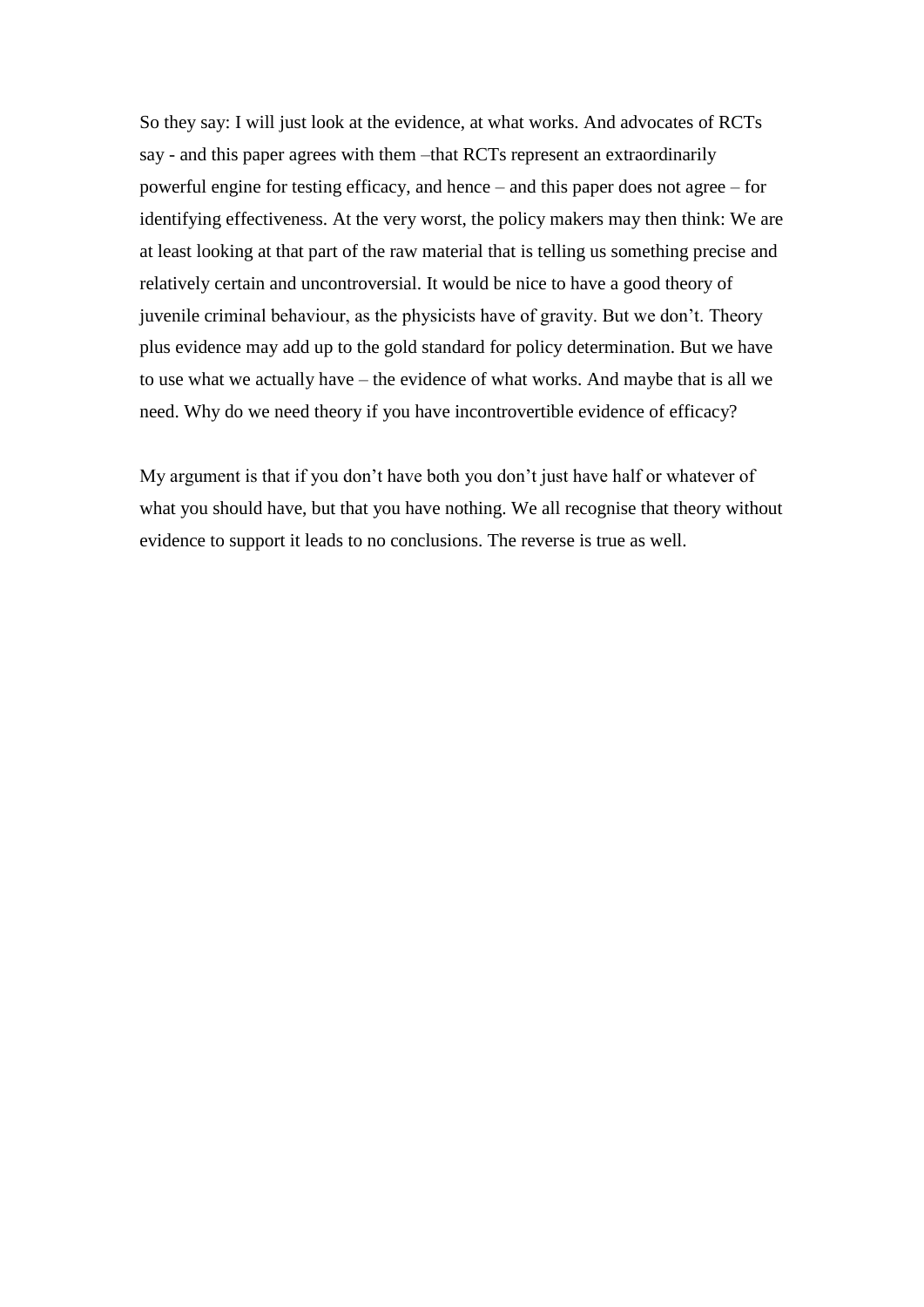So they say: I will just look at the evidence, at what works. And advocates of RCTs say - and this paper agrees with them –that RCTs represent an extraordinarily powerful engine for testing efficacy, and hence – and this paper does not agree – for identifying effectiveness. At the very worst, the policy makers may then think: We are at least looking at that part of the raw material that is telling us something precise and relatively certain and uncontroversial. It would be nice to have a good theory of juvenile criminal behaviour, as the physicists have of gravity. But we don't. Theory plus evidence may add up to the gold standard for policy determination. But we have to use what we actually have – the evidence of what works. And maybe that is all we need. Why do we need theory if you have incontrovertible evidence of efficacy?

My argument is that if you don't have both you don't just have half or whatever of what you should have, but that you have nothing. We all recognise that theory without evidence to support it leads to no conclusions. The reverse is true as well.